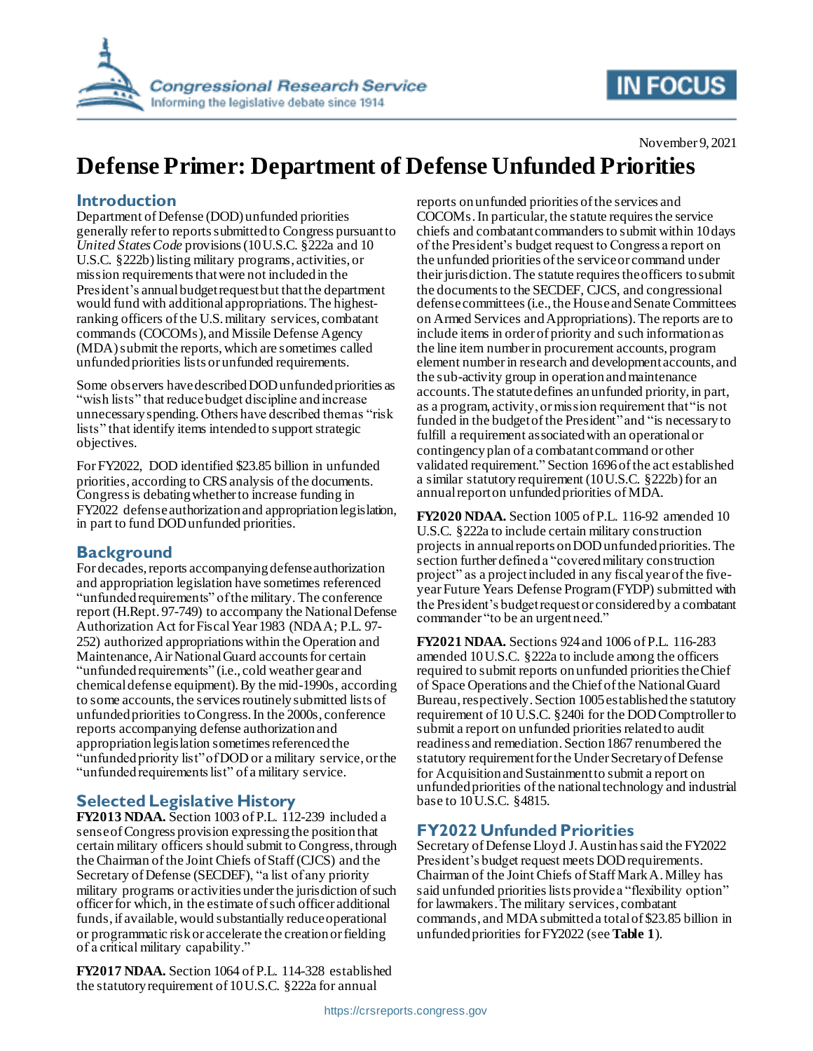November 9, 2021

# Defense Primer: Department of Defense Unfunded Priorities

## Introduction

Department of Defense (DOD) unfunded priorities generally refer to reports submitted to Congress pursuant to *United States Code* provisions (10 U.S.C. §222a and 10 U.S.C. §222b) listing military programs, activities, or mission requirements that were not included in the President's annual budget request but that the department would fund with additional appropriations. The highest-ranking officers of the U.S. military services, combatant commands (COCOMs), and Missile Defense Agency (MDA) submit the reports, which are sometimes called unfunded priorities lists or unfunded requirements.

Some observers have described DOD unfunded priorities as "wish lists" that reduce budget discipline and increase unnecessary spending. Others have described them as "risk lists" that identify items intended to support strategic objectives.

For FY2022, DOD identified $23.85 billion in unfunded priorities, according to CRS analysis of the documents. Congress is debating whether to increase funding in FY2022 defense authorization and appropriation legislation, in part to fund DOD unfunded priorities.

## Background

For decades, reports accompanying defense authorization and appropriation legislation have sometimes referenced "unfunded requirements" of the military. The conference report (H.Rept. 97-749) to accompany the National Defense Authorization Act for Fiscal Year 1983 (NDAA; P.L. 97-252) authorized appropriations within the Operation and Maintenance, Air National Guard accounts for certain "unfunded requirements" (i.e., cold weather gear and chemical defense equipment). By the mid-1990s, according to some accounts, the services routinely submitted lists of unfunded priorities to Congress. In the 2000s, conference reports accompanying defense authorization and appropriation legislation sometimes referenced the "unfunded priority list" of DOD or a military service, or the "unfunded requirements list" of a military service.

## Selected Legislative History

**FY2013 NDAA.** Section 1003 of P.L. 112-239 included a sense of Congress provision expressing the position that certain military officers should submit to Congress, through the Chairman of the Joint Chiefs of Staff (CJCS) and the Secretary of Defense (SECDEF), "a list of any priority military programs or activities under the jurisdiction of such officer for which, in the estimate of such officer additional funds, if available, would substantially reduce operational or programmatic risk or accelerate the creation or fielding of a critical military capability."

**FY2017 NDAA.** Section 1064 of P.L. 114-328 established the statutory requirement of 10 U.S.C. §222a for annual reports on unfunded priorities of the services and COCOMs. In particular, the statute requires the service chiefs and combatant commanders to submit within 10 days of the President's budget request to Congress a report on the unfunded priorities of the service or command under their jurisdiction. The statute requires the officers to submit the documents to the SECDEF, CJCS, and congressional defense committees (i.e., the House and Senate Committees on Armed Services and Appropriations). The reports are to include items in order of priority and such information as the line item number in procurement accounts, program element number in research and development accounts, and the sub-activity group in operation and maintenance accounts. The statute defines an unfunded priority, in part, as a program, activity, or mission requirement that "is not funded in the budget of the President" and "is necessary to fulfill a requirement associated with an operational or contingency plan of a combatant command or other validated requirement." Section 1696 of the act established a similar statutory requirement (10 U.S.C. §222b) for an annual report on unfunded priorities of MDA.

**FY2020 NDAA.** Section 1005 of P.L. 116-92 amended 10 U.S.C. §222a to include certain military construction projects in annual reports on DOD unfunded priorities. The section further defined a "covered military construction project" as a project included in any fiscal year of the five-year Future Years Defense Program (FYDP) submitted with the President's budget request or considered by a combatant commander "to be an urgent need."

**FY2021 NDAA.** Sections 924 and 1006 of P.L. 116-283 amended 10 U.S.C. §222a to include among the officers required to submit reports on unfunded priorities the Chief of Space Operations and the Chief of the National Guard Bureau, respectively. Section 1005 established the statutory requirement of 10 U.S.C. §240i for the DOD Comptroller to submit a report on unfunded priorities related to audit readiness and remediation. Section 1867 renumbered the statutory requirement for the Under Secretary of Defense for Acquisition and Sustainment to submit a report on unfunded priorities of the national technology and industrial base to 10 U.S.C. §4815.

## FY2022 Unfunded Priorities

Secretary of Defense Lloyd J. Austin has said the FY2022 President's budget request meets DOD requirements. Chairman of the Joint Chiefs of Staff Mark A. Milley has said unfunded priorities lists provide a "flexibility option" for lawmakers. The military services, combatant commands, and MDA submitted a total of $23.85 billion in unfunded priorities for FY2022 (see **Table 1**).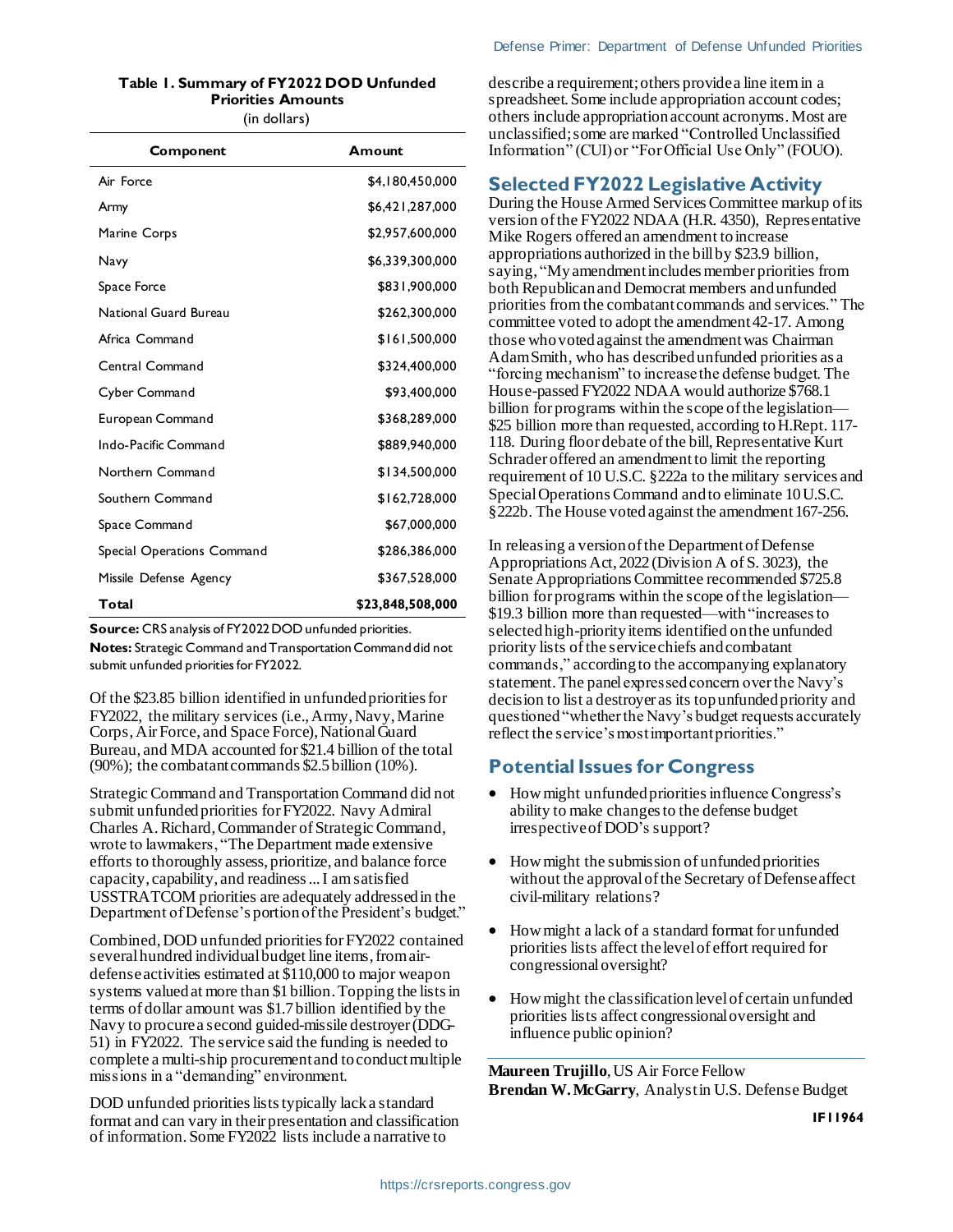**Table 1. Summary of FY2022 DOD Unfunded Priorities Amounts**

(in dollars)

| Component | Amount |
|---|---|
| Air Force | $4,180,450,000 |
| Army | $6,421,287,000 |
| Marine Corps | $2,957,600,000 |
| Navy | $6,339,300,000 |
| Space Force | $831,900,000 |
| National Guard Bureau | $262,300,000 |
| Africa Command | $161,500,000 |
| Central Command | $324,400,000 |
| Cyber Command | $93,400,000 |
| European Command | $368,289,000 |
| Indo-Pacific Command | $889,940,000 |
| Northern Command | $134,500,000 |
| Southern Command | $162,728,000 |
| Space Command | $67,000,000 |
| Special Operations Command | $286,386,000 |
| Missile Defense Agency | $367,528,000 |
| **Total** | **$23,848,508,000** |

**Source:** CRS analysis of FY2022 DOD unfunded priorities.

**Notes:** Strategic Command and Transportation Command did not submit unfunded priorities for FY2022.

Of the $23.85 billion identified in unfunded priorities for FY2022, the military services (i.e., Army, Navy, Marine Corps, Air Force, and Space Force), National Guard Bureau, and MDA accounted for $21.4 billion of the total (90%); the combatant commands $2.5 billion (10%).

Strategic Command and Transportation Command did not submit unfunded priorities for FY2022. Navy Admiral Charles A. Richard, Commander of Strategic Command, wrote to lawmakers, "The Department made extensive efforts to thoroughly assess, prioritize, and balance force capacity, capability, and readiness ... I am satisfied USSTRATCOM priorities are adequately addressed in the Department of Defense's portion of the President's budget."

Combined, DOD unfunded priorities for FY2022 contained several hundred individual budget line items, from air-defense activities estimated at $110,000 to major weapon systems valued at more than $1 billion. Topping the lists in terms of dollar amount was $1.7 billion identified by the Navy to procure a second guided-missile destroyer (DDG-51) in FY2022. The service said the funding is needed to complete a multi-ship procurement and to conduct multiple missions in a "demanding" environment.

DOD unfunded priorities lists typically lack a standard format and can vary in their presentation and classification of information. Some FY2022 lists include a narrative to describe a requirement; others provide a line item in a spreadsheet. Some include appropriation account codes; others include appropriation account acronyms. Most are unclassified; some are marked "Controlled Unclassified Information" (CUI) or "For Official Use Only" (FOUO).

## Selected FY2022 Legislative Activity

During the House Armed Services Committee markup of its version of the FY2022 NDAA (H.R. 4350), Representative Mike Rogers offered an amendment to increase appropriations authorized in the bill by $23.9 billion, saying, "My amendment includes member priorities from both Republican and Democrat members and unfunded priorities from the combatant commands and services." The committee voted to adopt the amendment 42-17. Among those who voted against the amendment was Chairman Adam Smith, who has described unfunded priorities as a "forcing mechanism" to increase the defense budget. The House-passed FY2022 NDAA would authorize $768.1 billion for programs within the scope of the legislation—$25 billion more than requested, according to H.Rept. 117-118. During floor debate of the bill, Representative Kurt Schrader offered an amendment to limit the reporting requirement of 10 U.S.C. §222a to the military services and Special Operations Command and to eliminate 10 U.S.C. §222b. The House voted against the amendment 167-256.

In releasing a version of the Department of Defense Appropriations Act, 2022 (Division A of S. 3023), the Senate Appropriations Committee recommended $725.8 billion for programs within the scope of the legislation—$19.3 billion more than requested—with "increases to selected high-priority items identified on the unfunded priority lists of the service chiefs and combatant commands," according to the accompanying explanatory statement. The panel expressed concern over the Navy's decision to list a destroyer as its top unfunded priority and questioned "whether the Navy's budget requests accurately reflect the service's most important priorities."

## Potential Issues for Congress

- How might unfunded priorities influence Congress's ability to make changes to the defense budget irrespective of DOD's support?
- How might the submission of unfunded priorities without the approval of the Secretary of Defense affect civil-military relations?
- How might a lack of a standard format for unfunded priorities lists affect the level of effort required for congressional oversight?
- How might the classification level of certain unfunded priorities lists affect congressional oversight and influence public opinion?

**Maureen Trujillo**, US Air Force Fellow

**Brendan W. McGarry**, Analyst in U.S. Defense Budget

IF11964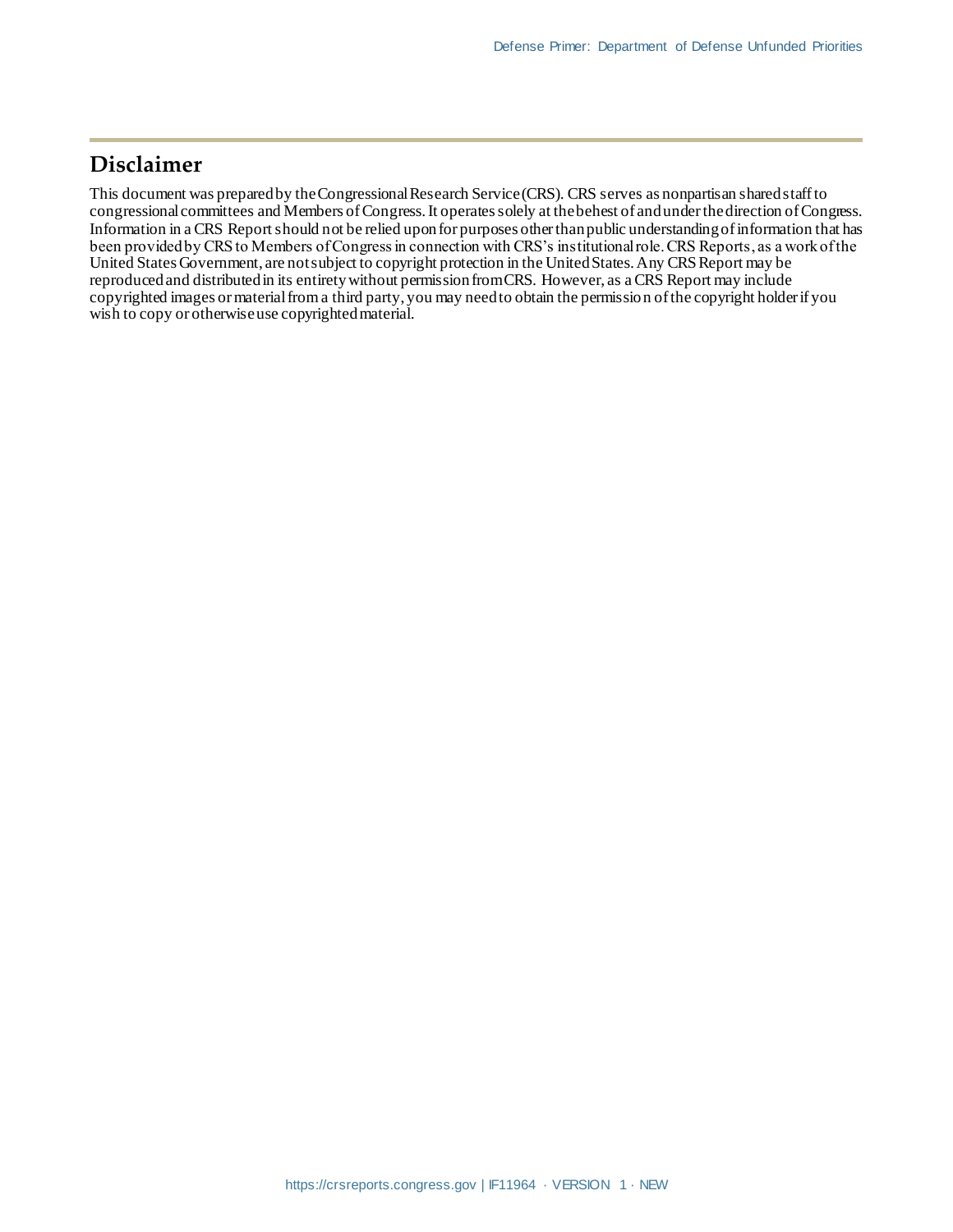## Disclaimer

This document was prepared by the Congressional Research Service (CRS). CRS serves as nonpartisan shared staff to congressional committees and Members of Congress. It operates solely at the behest of and under the direction of Congress. Information in a CRS Report should not be relied upon for purposes other than public understanding of information that has been provided by CRS to Members of Congress in connection with CRS's institutional role. CRS Reports, as a work of the United States Government, are not subject to copyright protection in the United States. Any CRS Report may be reproduced and distributed in its entirety without permission from CRS. However, as a CRS Report may include copyrighted images or material from a third party, you may need to obtain the permission of the copyright holder if you wish to copy or otherwise use copyrighted material.